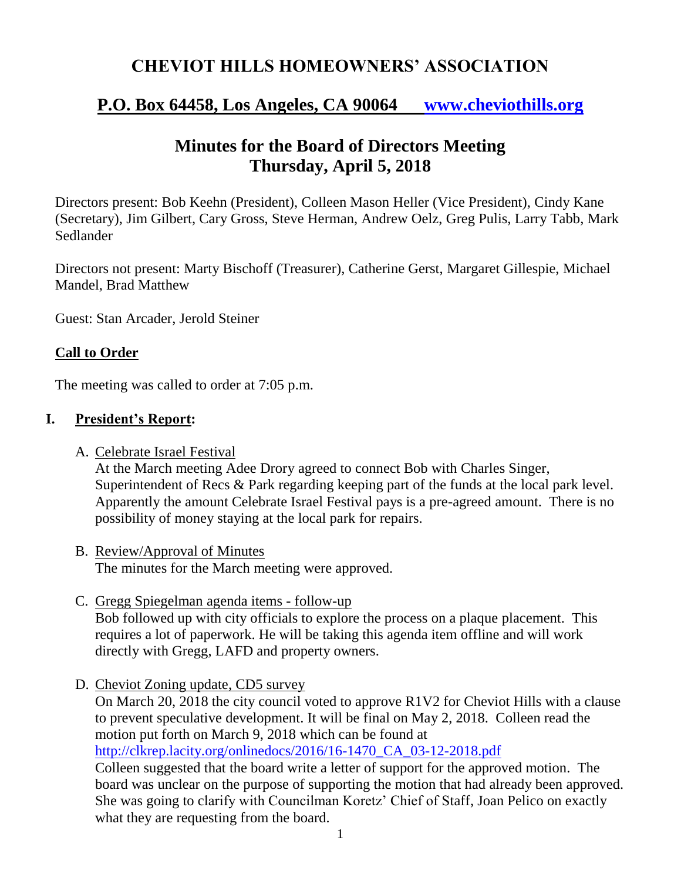# CHEVIOT HILLS HOMEOWNERS' ASSOCIATION

## P.O. Box 64458, Los Angeles, CA 90064 [www.cheviothills.org](http://www.cheviothills.org)

## Minutes for the Board of Directors Meeting
## Thursday, April 5, 2018

Directors present: Bob Keehn (President), Colleen Mason Heller (Vice President), Cindy Kane (Secretary), Jim Gilbert, Cary Gross, Steve Herman, Andrew Oelz, Greg Pulis, Larry Tabb, Mark Sedlander

Directors not present: Marty Bischoff (Treasurer), Catherine Gerst, Margaret Gillespie, Michael Mandel, Brad Matthew

Guest: Stan Arcader, Jerold Steiner

### Call to Order

The meeting was called to order at 7:05 p.m.

### I. President's Report:

A. Celebrate Israel Festival

At the March meeting Adee Drory agreed to connect Bob with Charles Singer, Superintendent of Recs & Park regarding keeping part of the funds at the local park level. Apparently the amount Celebrate Israel Festival pays is a pre-agreed amount. There is no possibility of money staying at the local park for repairs.

B. Review/Approval of Minutes

The minutes for the March meeting were approved.

C. Gregg Spiegelman agenda items - follow-up

Bob followed up with city officials to explore the process on a plaque placement. This requires a lot of paperwork. He will be taking this agenda item offline and will work directly with Gregg, LAFD and property owners.

D. Cheviot Zoning update, CD5 survey

On March 20, 2018 the city council voted to approve R1V2 for Cheviot Hills with a clause to prevent speculative development. It will be final on May 2, 2018. Colleen read the motion put forth on March 9, 2018 which can be found at [http://clkrep.lacity.org/onlinedocs/2016/16-1470_CA_03-12-2018.pdf](http://clkrep.lacity.org/onlinedocs/2016/16-1470_CA_03-12-2018.pdf)

Colleen suggested that the board write a letter of support for the approved motion. The board was unclear on the purpose of supporting the motion that had already been approved. She was going to clarify with Councilman Koretz' Chief of Staff, Joan Pelico on exactly what they are requesting from the board.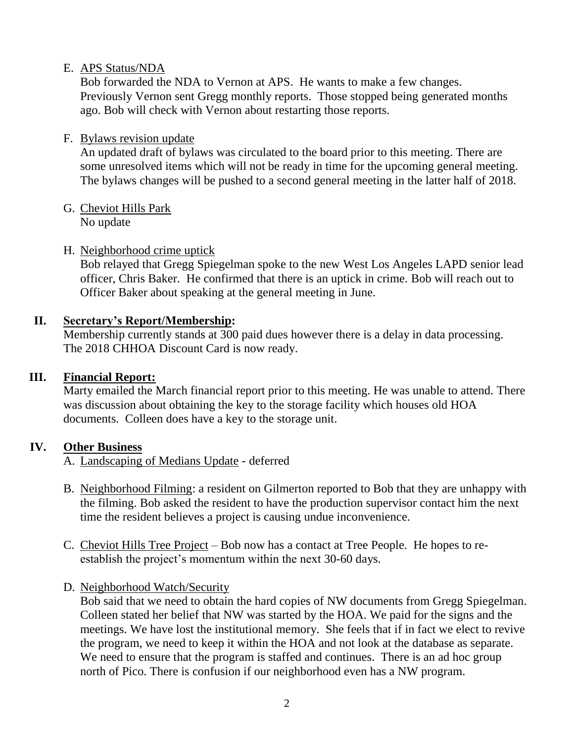E. <u>APS Status/NDA</u>

Bob forwarded the NDA to Vernon at APS. He wants to make a few changes. Previously Vernon sent Gregg monthly reports. Those stopped being generated months ago. Bob will check with Vernon about restarting those reports.

F. <u>Bylaws revision update</u>

An updated draft of bylaws was circulated to the board prior to this meeting. There are some unresolved items which will not be ready in time for the upcoming general meeting. The bylaws changes will be pushed to a second general meeting in the latter half of 2018.

G. <u>Cheviot Hills Park</u>

No update

H. <u>Neighborhood crime uptick</u>

Bob relayed that Gregg Spiegelman spoke to the new West Los Angeles LAPD senior lead officer, Chris Baker. He confirmed that there is an uptick in crime. Bob will reach out to Officer Baker about speaking at the general meeting in June.

## II. Secretary's Report/Membership:

Membership currently stands at 300 paid dues however there is a delay in data processing. The 2018 CHHOA Discount Card is now ready.

## III. Financial Report:

Marty emailed the March financial report prior to this meeting. He was unable to attend. There was discussion about obtaining the key to the storage facility which houses old HOA documents. Colleen does have a key to the storage unit.

## IV. Other Business

A. <u>Landscaping of Medians Update</u> - deferred

B. <u>Neighborhood Filming</u>: a resident on Gilmerton reported to Bob that they are unhappy with the filming. Bob asked the resident to have the production supervisor contact him the next time the resident believes a project is causing undue inconvenience.

C. <u>Cheviot Hills Tree Project</u> – Bob now has a contact at Tree People. He hopes to re-establish the project's momentum within the next 30-60 days.

D. <u>Neighborhood Watch/Security</u>

Bob said that we need to obtain the hard copies of NW documents from Gregg Spiegelman. Colleen stated her belief that NW was started by the HOA. We paid for the signs and the meetings. We have lost the institutional memory. She feels that if in fact we elect to revive the program, we need to keep it within the HOA and not look at the database as separate. We need to ensure that the program is staffed and continues. There is an ad hoc group north of Pico. There is confusion if our neighborhood even has a NW program.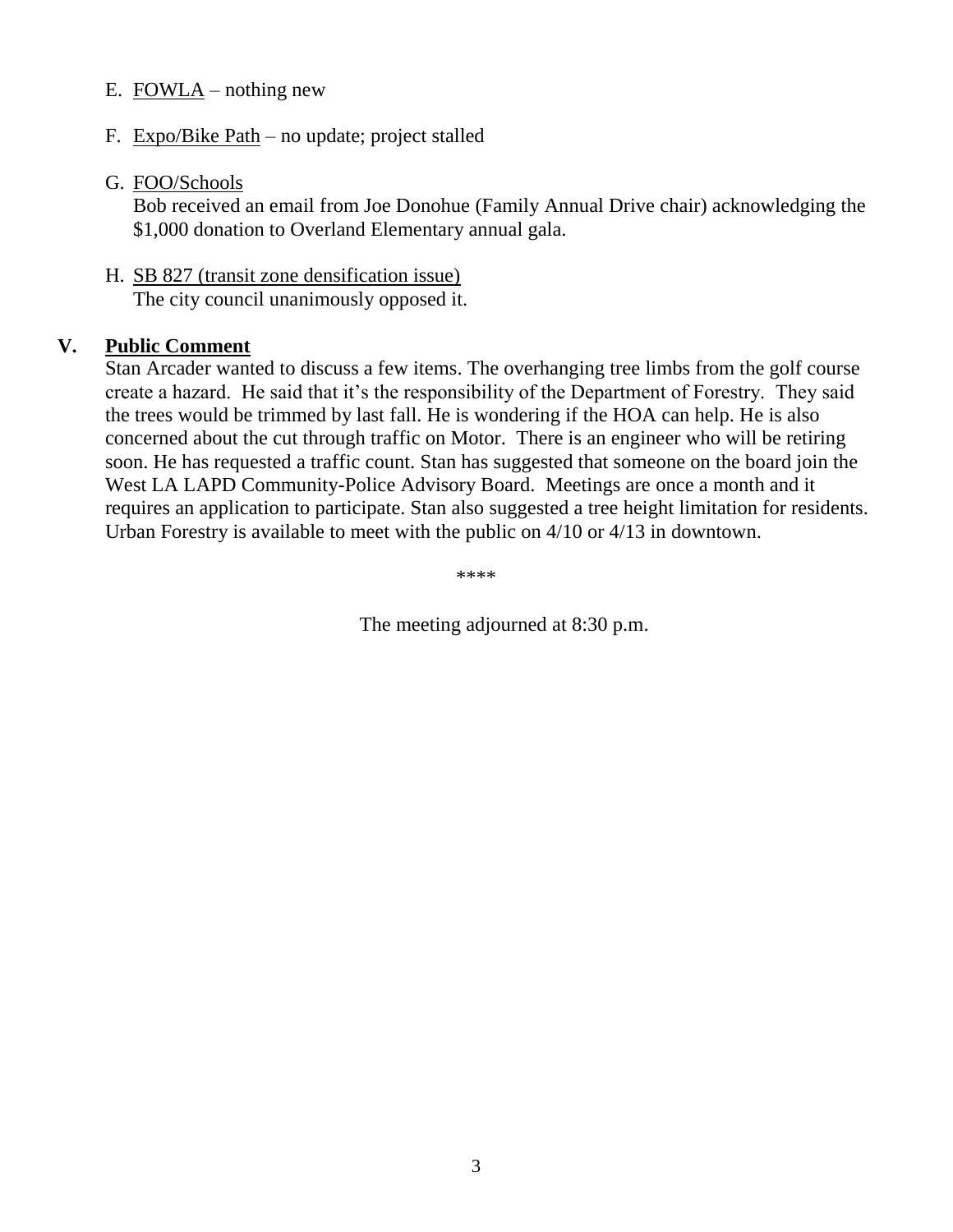E. <u>FOWLA</u> – nothing new

F. <u>Expo/Bike Path</u> – no update; project stalled

G. <u>FOO/Schools</u>
Bob received an email from Joe Donohue (Family Annual Drive chair) acknowledging the $1,000 donation to Overland Elementary annual gala.

H. <u>SB 827 (transit zone densification issue)</u>
The city council unanimously opposed it.

## V. <u>Public Comment</u>

Stan Arcader wanted to discuss a few items. The overhanging tree limbs from the golf course create a hazard. He said that it's the responsibility of the Department of Forestry. They said the trees would be trimmed by last fall. He is wondering if the HOA can help. He is also concerned about the cut through traffic on Motor. There is an engineer who will be retiring soon. He has requested a traffic count. Stan has suggested that someone on the board join the West LA LAPD Community-Police Advisory Board. Meetings are once a month and it requires an application to participate. Stan also suggested a tree height limitation for residents. Urban Forestry is available to meet with the public on 4/10 or 4/13 in downtown.

****

The meeting adjourned at 8:30 p.m.